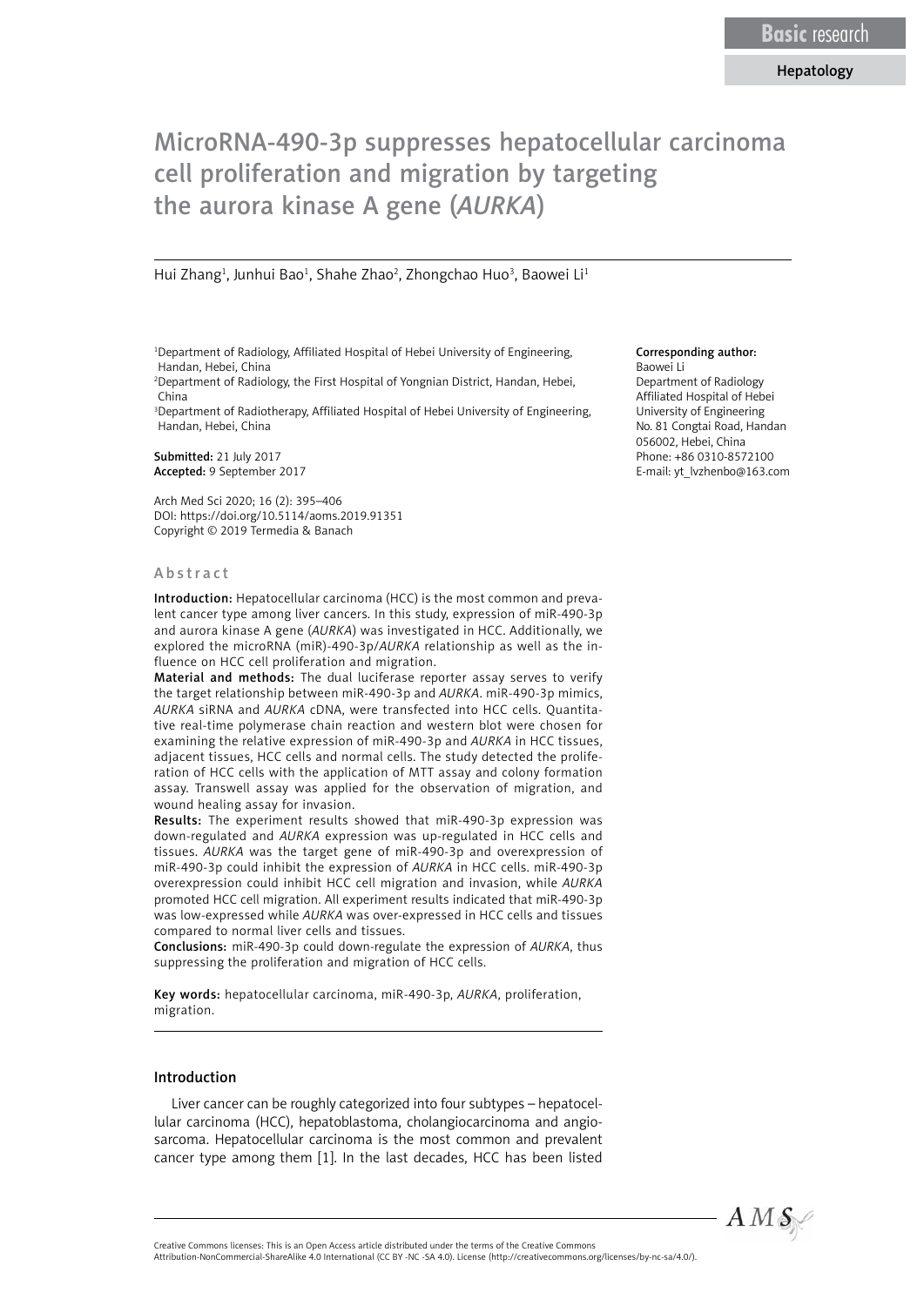Basic research

Hepatology

# MicroRNA-490-3p suppresses hepatocellular carcinoma cell proliferation and migration by targeting the aurora kinase A gene (*AURKA*)

Hui Zhang[1], Junhui Bao[1], Shahe Zhao[2], Zhongchao Huo[3], Baowei Li[1]

[1]Department of Radiology, Affiliated Hospital of Hebei University of Engineering, Handan, Hebei, China
[2]Department of Radiology, the First Hospital of Yongnian District, Handan, Hebei, China
[3]Department of Radiotherapy, Affiliated Hospital of Hebei University of Engineering, Handan, Hebei, China

**Submitted:** 21 July 2017
**Accepted:** 9 September 2017

Arch Med Sci 2020; 16 (2): 395–406
DOI: https://doi.org/10.5114/aoms.2019.91351
Copyright © 2019 Termedia & Banach

**Corresponding author:**
Baowei Li
Department of Radiology
Affiliated Hospital of Hebei University of Engineering
No. 81 Congtai Road, Handan 056002, Hebei, China
Phone: +86 0310-8572100
E-mail: yt_lvzhenbo@163.com

## Abstract

**Introduction:** Hepatocellular carcinoma (HCC) is the most common and prevalent cancer type among liver cancers. In this study, expression of miR-490-3p and aurora kinase A gene (*AURKA*) was investigated in HCC. Additionally, we explored the microRNA (miR)-490-3p/*AURKA* relationship as well as the influence on HCC cell proliferation and migration.

**Material and methods:** The dual luciferase reporter assay serves to verify the target relationship between miR-490-3p and *AURKA*. miR-490-3p mimics, *AURKA* siRNA and *AURKA* cDNA, were transfected into HCC cells. Quantitative real-time polymerase chain reaction and western blot were chosen for examining the relative expression of miR-490-3p and *AURKA* in HCC tissues, adjacent tissues, HCC cells and normal cells. The study detected the proliferation of HCC cells with the application of MTT assay and colony formation assay. Transwell assay was applied for the observation of migration, and wound healing assay for invasion.

**Results:** The experiment results showed that miR-490-3p expression was down-regulated and *AURKA* expression was up-regulated in HCC cells and tissues. *AURKA* was the target gene of miR-490-3p and overexpression of miR-490-3p could inhibit the expression of *AURKA* in HCC cells. miR-490-3p overexpression could inhibit HCC cell migration and invasion, while *AURKA* promoted HCC cell migration. All experiment results indicated that miR-490-3p was low-expressed while *AURKA* was over-expressed in HCC cells and tissues compared to normal liver cells and tissues.

**Conclusions:** miR-490-3p could down-regulate the expression of *AURKA*, thus suppressing the proliferation and migration of HCC cells.

**Key words:** hepatocellular carcinoma, miR-490-3p, *AURKA*, proliferation, migration.

## Introduction

Liver cancer can be roughly categorized into four subtypes – hepatocellular carcinoma (HCC), hepatoblastoma, cholangiocarcinoma and angiosarcoma. Hepatocellular carcinoma is the most common and prevalent cancer type among them [1]. In the last decades, HCC has been listed

Creative Commons licenses: This is an Open Access article distributed under the terms of the Creative Commons Attribution-NonCommercial-ShareAlike 4.0 International (CC BY -NC -SA 4.0). License (http://creativecommons.org/licenses/by-nc-sa/4.0/).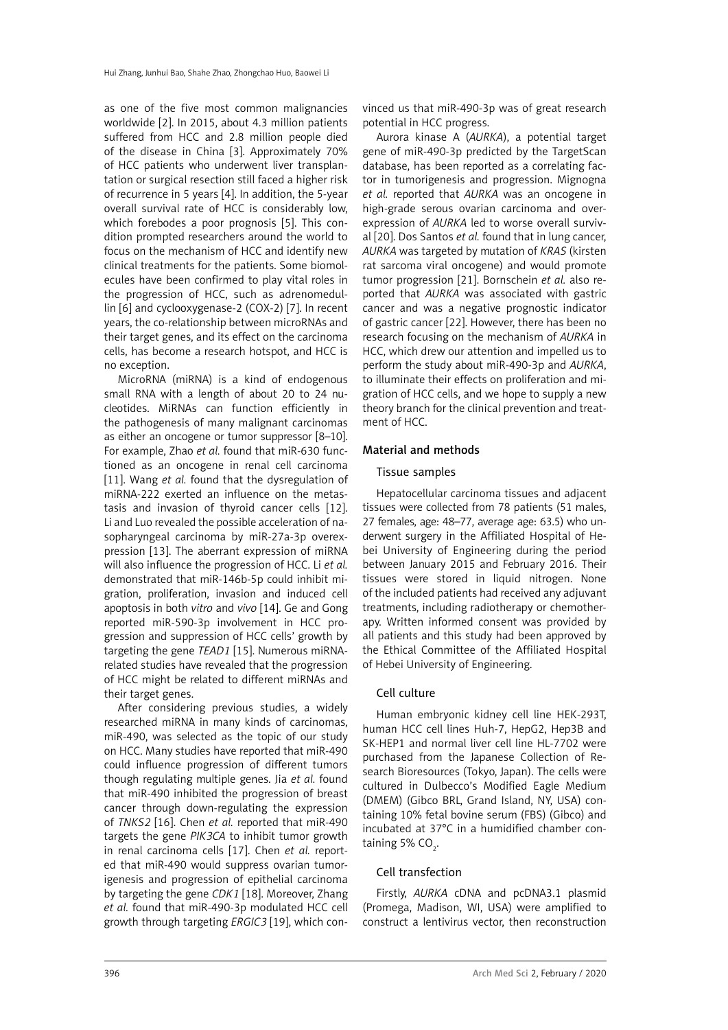as one of the five most common malignancies worldwide [2]. In 2015, about 4.3 million patients suffered from HCC and 2.8 million people died of the disease in China [3]. Approximately 70% of HCC patients who underwent liver transplantation or surgical resection still faced a higher risk of recurrence in 5 years [4]. In addition, the 5-year overall survival rate of HCC is considerably low, which forebodes a poor prognosis [5]. This condition prompted researchers around the world to focus on the mechanism of HCC and identify new clinical treatments for the patients. Some biomolecules have been confirmed to play vital roles in the progression of HCC, such as adrenomedullin [6] and cyclooxygenase-2 (COX-2) [7]. In recent years, the co-relationship between microRNAs and their target genes, and its effect on the carcinoma cells, has become a research hotspot, and HCC is no exception.

MicroRNA (miRNA) is a kind of endogenous small RNA with a length of about 20 to 24 nucleotides. MiRNAs can function efficiently in the pathogenesis of many malignant carcinomas as either an oncogene or tumor suppressor [8–10]. For example, Zhao *et al.* found that miR-630 functioned as an oncogene in renal cell carcinoma [11]. Wang *et al.* found that the dysregulation of miRNA-222 exerted an influence on the metastasis and invasion of thyroid cancer cells [12]. Li and Luo revealed the possible acceleration of nasopharyngeal carcinoma by miR-27a-3p overexpression [13]. The aberrant expression of miRNA will also influence the progression of HCC. Li *et al.* demonstrated that miR-146b-5p could inhibit migration, proliferation, invasion and induced cell apoptosis in both *vitro* and *vivo* [14]. Ge and Gong reported miR-590-3p involvement in HCC progression and suppression of HCC cells' growth by targeting the gene *TEAD1* [15]. Numerous miRNA-related studies have revealed that the progression of HCC might be related to different miRNAs and their target genes.

After considering previous studies, a widely researched miRNA in many kinds of carcinomas, miR-490, was selected as the topic of our study on HCC. Many studies have reported that miR-490 could influence progression of different tumors though regulating multiple genes. Jia *et al.* found that miR-490 inhibited the progression of breast cancer through down-regulating the expression of *TNKS2* [16]. Chen *et al.* reported that miR-490 targets the gene *PIK3CA* to inhibit tumor growth in renal carcinoma cells [17]. Chen *et al.* reported that miR-490 would suppress ovarian tumorigenesis and progression of epithelial carcinoma by targeting the gene *CDK1* [18]. Moreover, Zhang *et al.* found that miR-490-3p modulated HCC cell growth through targeting *ERGIC3* [19], which convinced us that miR-490-3p was of great research potential in HCC progress.

Aurora kinase A (*AURKA*), a potential target gene of miR-490-3p predicted by the TargetScan database, has been reported as a correlating factor in tumorigenesis and progression. Mignogna *et al.* reported that *AURKA* was an oncogene in high-grade serous ovarian carcinoma and overexpression of *AURKA* led to worse overall survival [20]. Dos Santos *et al.* found that in lung cancer, *AURKA* was targeted by mutation of *KRAS* (kirsten rat sarcoma viral oncogene) and would promote tumor progression [21]. Bornschein *et al.* also reported that *AURKA* was associated with gastric cancer and was a negative prognostic indicator of gastric cancer [22]. However, there has been no research focusing on the mechanism of *AURKA* in HCC, which drew our attention and impelled us to perform the study about miR-490-3p and *AURKA*, to illuminate their effects on proliferation and migration of HCC cells, and we hope to supply a new theory branch for the clinical prevention and treatment of HCC.

## Material and methods

### Tissue samples

Hepatocellular carcinoma tissues and adjacent tissues were collected from 78 patients (51 males, 27 females, age: 48–77, average age: 63.5) who underwent surgery in the Affiliated Hospital of Hebei University of Engineering during the period between January 2015 and February 2016. Their tissues were stored in liquid nitrogen. None of the included patients had received any adjuvant treatments, including radiotherapy or chemotherapy. Written informed consent was provided by all patients and this study had been approved by the Ethical Committee of the Affiliated Hospital of Hebei University of Engineering.

### Cell culture

Human embryonic kidney cell line HEK-293T, human HCC cell lines Huh-7, HepG2, Hep3B and SK-HEP1 and normal liver cell line HL-7702 were purchased from the Japanese Collection of Research Bioresources (Tokyo, Japan). The cells were cultured in Dulbecco's Modified Eagle Medium (DMEM) (Gibco BRL, Grand Island, NY, USA) containing 10% fetal bovine serum (FBS) (Gibco) and incubated at 37°C in a humidified chamber containing 5% $CO_2$.

### Cell transfection

Firstly, *AURKA* cDNA and pcDNA3.1 plasmid (Promega, Madison, WI, USA) were amplified to construct a lentivirus vector, then reconstruction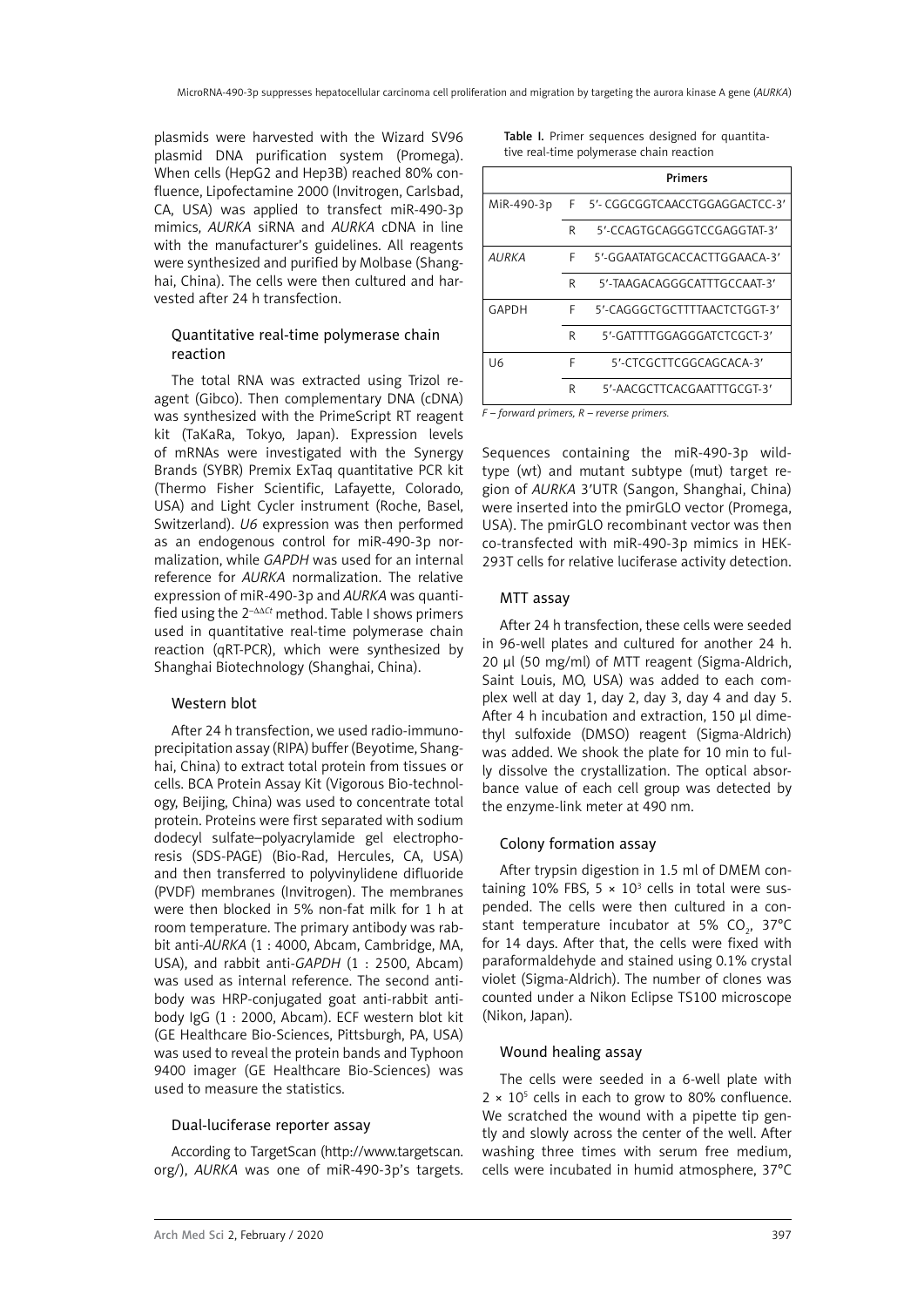plasmids were harvested with the Wizard SV96 plasmid DNA purification system (Promega). When cells (HepG2 and Hep3B) reached 80% confluence, Lipofectamine 2000 (Invitrogen, Carlsbad, CA, USA) was applied to transfect miR-490-3p mimics, *AURKA* siRNA and *AURKA* cDNA in line with the manufacturer's guidelines. All reagents were synthesized and purified by Molbase (Shanghai, China). The cells were then cultured and harvested after 24 h transfection.

### Quantitative real-time polymerase chain reaction

The total RNA was extracted using Trizol reagent (Gibco). Then complementary DNA (cDNA) was synthesized with the PrimeScript RT reagent kit (TaKaRa, Tokyo, Japan). Expression levels of mRNAs were investigated with the Synergy Brands (SYBR) Premix ExTaq quantitative PCR kit (Thermo Fisher Scientific, Lafayette, Colorado, USA) and Light Cycler instrument (Roche, Basel, Switzerland). *U6* expression was then performed as an endogenous control for miR-490-3p normalization, while *GAPDH* was used for an internal reference for *AURKA* normalization. The relative expression of miR-490-3p and *AURKA* was quantified using the $2^{-\Delta\Delta Ct}$ method. Table I shows primers used in quantitative real-time polymerase chain reaction (qRT-PCR), which were synthesized by Shanghai Biotechnology (Shanghai, China).

### Western blot

After 24 h transfection, we used radio-immunoprecipitation assay (RIPA) buffer (Beyotime, Shanghai, China) to extract total protein from tissues or cells. BCA Protein Assay Kit (Vigorous Bio-technology, Beijing, China) was used to concentrate total protein. Proteins were first separated with sodium dodecyl sulfate–polyacrylamide gel electrophoresis (SDS-PAGE) (Bio-Rad, Hercules, CA, USA) and then transferred to polyvinylidene difluoride (PVDF) membranes (Invitrogen). The membranes were then blocked in 5% non-fat milk for 1 h at room temperature. The primary antibody was rabbit anti-*AURKA* (1 : 4000, Abcam, Cambridge, MA, USA), and rabbit anti-*GAPDH* (1 : 2500, Abcam) was used as internal reference. The second antibody was HRP-conjugated goat anti-rabbit antibody IgG (1 : 2000, Abcam). ECF western blot kit (GE Healthcare Bio-Sciences, Pittsburgh, PA, USA) was used to reveal the protein bands and Typhoon 9400 imager (GE Healthcare Bio-Sciences) was used to measure the statistics.

### Dual-luciferase reporter assay

According to TargetScan (http://www.targetscan.org/), *AURKA* was one of miR-490-3p's targets. Sequences containing the miR-490-3p wild-type (wt) and mutant subtype (mut) target region of *AURKA* 3'UTR (Sangon, Shanghai, China) were inserted into the pmirGLO vector (Promega, USA). The pmirGLO recombinant vector was then co-transfected with miR-490-3p mimics in HEK-293T cells for relative luciferase activity detection.

**Table I.** Primer sequences designed for quantitative real-time polymerase chain reaction

| | | Primers |
|---|---|---|
| MiR-490-3p | F | 5'- CGGCGGTCAACCTGGAGGACTCC-3' |
| | R | 5'-CCAGTGCAGGGTCCGAGGTAT-3' |
| *AURKA* | F | 5'-GGAATATGCACCACTTGGAACA-3' |
| | R | 5'-TAAGACAGGGCATTTGCCAAT-3' |
| GAPDH | F | 5'-CAGGGCTGCTTTTAACTCTGGT-3' |
| | R | 5'-GATTTTGGAGGGATCTCGCT-3' |
| U6 | F | 5'-CTCGCTTCGGCAGCACA-3' |
| | R | 5'-AACGCTTCACGAATTTGCGT-3' |

*F – forward primers, R – reverse primers.*

### MTT assay

After 24 h transfection, these cells were seeded in 96-well plates and cultured for another 24 h. 20 μl (50 mg/ml) of MTT reagent (Sigma-Aldrich, Saint Louis, MO, USA) was added to each complex well at day 1, day 2, day 3, day 4 and day 5. After 4 h incubation and extraction, 150 μl dimethyl sulfoxide (DMSO) reagent (Sigma-Aldrich) was added. We shook the plate for 10 min to fully dissolve the crystallization. The optical absorbance value of each cell group was detected by the enzyme-link meter at 490 nm.

### Colony formation assay

After trypsin digestion in 1.5 ml of DMEM containing 10% FBS, $5 \times 10^3$ cells in total were suspended. The cells were then cultured in a constant temperature incubator at 5% $CO_2$, 37°C for 14 days. After that, the cells were fixed with paraformaldehyde and stained using 0.1% crystal violet (Sigma-Aldrich). The number of clones was counted under a Nikon Eclipse TS100 microscope (Nikon, Japan).

### Wound healing assay

The cells were seeded in a 6-well plate with $2 \times 10^5$ cells in each to grow to 80% confluence. We scratched the wound with a pipette tip gently and slowly across the center of the well. After washing three times with serum free medium, cells were incubated in humid atmosphere, 37°C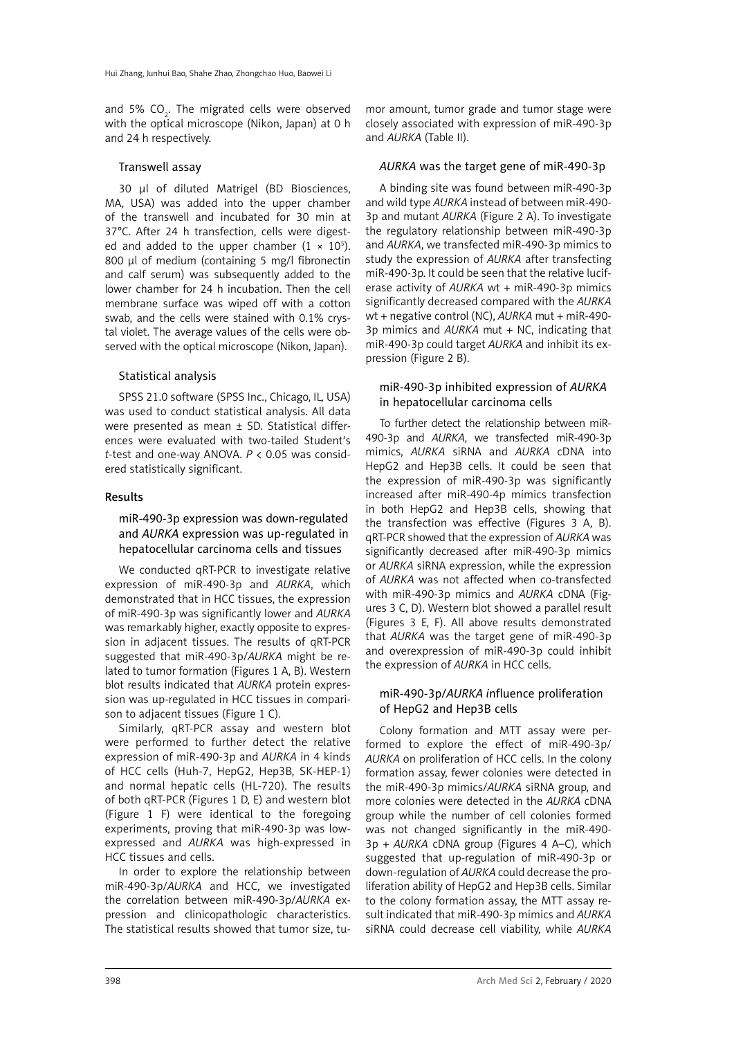and 5% $CO_2$. The migrated cells were observed with the optical microscope (Nikon, Japan) at 0 h and 24 h respectively.

### Transwell assay

30 µl of diluted Matrigel (BD Biosciences, MA, USA) was added into the upper chamber of the transwell and incubated for 30 min at 37°C. After 24 h transfection, cells were digested and added to the upper chamber ($1 \times 10^5$). 800 µl of medium (containing 5 mg/l fibronectin and calf serum) was subsequently added to the lower chamber for 24 h incubation. Then the cell membrane surface was wiped off with a cotton swab, and the cells were stained with 0.1% crystal violet. The average values of the cells were observed with the optical microscope (Nikon, Japan).

### Statistical analysis

SPSS 21.0 software (SPSS Inc., Chicago, IL, USA) was used to conduct statistical analysis. All data were presented as mean ± SD. Statistical differences were evaluated with two-tailed Student's *t*-test and one-way ANOVA. $P < 0.05$ was considered statistically significant.

## Results

### miR-490-3p expression was down-regulated and *AURKA* expression was up-regulated in hepatocellular carcinoma cells and tissues

We conducted qRT-PCR to investigate relative expression of miR-490-3p and *AURKA*, which demonstrated that in HCC tissues, the expression of miR-490-3p was significantly lower and *AURKA* was remarkably higher, exactly opposite to expression in adjacent tissues. The results of qRT-PCR suggested that miR-490-3p/*AURKA* might be related to tumor formation (Figures 1 A, B). Western blot results indicated that *AURKA* protein expression was up-regulated in HCC tissues in comparison to adjacent tissues (Figure 1 C).

Similarly, qRT-PCR assay and western blot were performed to further detect the relative expression of miR-490-3p and *AURKA* in 4 kinds of HCC cells (Huh-7, HepG2, Hep3B, SK-HEP-1) and normal hepatic cells (HL-720). The results of both qRT-PCR (Figures 1 D, E) and western blot (Figure 1 F) were identical to the foregoing experiments, proving that miR-490-3p was low-expressed and *AURKA* was high-expressed in HCC tissues and cells.

In order to explore the relationship between miR-490-3p/*AURKA* and HCC, we investigated the correlation between miR-490-3p/*AURKA* expression and clinicopathologic characteristics. The statistical results showed that tumor size, tumor amount, tumor grade and tumor stage were closely associated with expression of miR-490-3p and *AURKA* (Table II).

### *AURKA* was the target gene of miR-490-3p

A binding site was found between miR-490-3p and wild type *AURKA* instead of between miR-490-3p and mutant *AURKA* (Figure 2 A). To investigate the regulatory relationship between miR-490-3p and *AURKA*, we transfected miR-490-3p mimics to study the expression of *AURKA* after transfecting miR-490-3p. It could be seen that the relative luciferase activity of *AURKA* wt + miR-490-3p mimics significantly decreased compared with the *AURKA* wt + negative control (NC), *AURKA* mut + miR-490-3p mimics and *AURKA* mut + NC, indicating that miR-490-3p could target *AURKA* and inhibit its expression (Figure 2 B).

### miR-490-3p inhibited expression of *AURKA* in hepatocellular carcinoma cells

To further detect the relationship between miR-490-3p and *AURKA*, we transfected miR-490-3p mimics, *AURKA* siRNA and *AURKA* cDNA into HepG2 and Hep3B cells. It could be seen that the expression of miR-490-3p was significantly increased after miR-490-4p mimics transfection in both HepG2 and Hep3B cells, showing that the transfection was effective (Figures 3 A, B). qRT-PCR showed that the expression of *AURKA* was significantly decreased after miR-490-3p mimics or *AURKA* siRNA expression, while the expression of *AURKA* was not affected when co-transfected with miR-490-3p mimics and *AURKA* cDNA (Figures 3 C, D). Western blot showed a parallel result (Figures 3 E, F). All above results demonstrated that *AURKA* was the target gene of miR-490-3p and overexpression of miR-490-3p could inhibit the expression of *AURKA* in HCC cells.

### miR-490-3p/*AURKA* influence proliferation of HepG2 and Hep3B cells

Colony formation and MTT assay were performed to explore the effect of miR-490-3p/*AURKA* on proliferation of HCC cells. In the colony formation assay, fewer colonies were detected in the miR-490-3p mimics/*AURKA* siRNA group, and more colonies were detected in the *AURKA* cDNA group while the number of cell colonies formed was not changed significantly in the miR-490-3p + *AURKA* cDNA group (Figures 4 A–C), which suggested that up-regulation of miR-490-3p or down-regulation of *AURKA* could decrease the proliferation ability of HepG2 and Hep3B cells. Similar to the colony formation assay, the MTT assay result indicated that miR-490-3p mimics and *AURKA* siRNA could decrease cell viability, while *AURKA*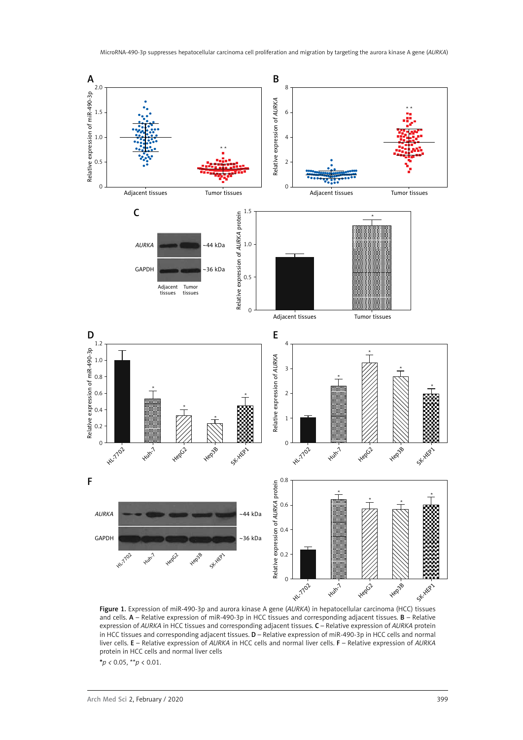**Figure 1.** Expression of miR-490-3p and aurora kinase A gene (*AURKA*) in hepatocellular carcinoma (HCC) tissues and cells. **A** – Relative expression of miR-490-3p in HCC tissues and corresponding adjacent tissues. **B** – Relative expression of *AURKA* in HCC tissues and corresponding adjacent tissues. **C** – Relative expression of *AURKA* protein in HCC tissues and corresponding adjacent tissues. **D** – Relative expression of miR-490-3p in HCC cells and normal liver cells. **E** – Relative expression of *AURKA* in HCC cells and normal liver cells. **F** – Relative expression of *AURKA* protein in HCC cells and normal liver cells

*$p < 0.05$, **$p < 0.01$.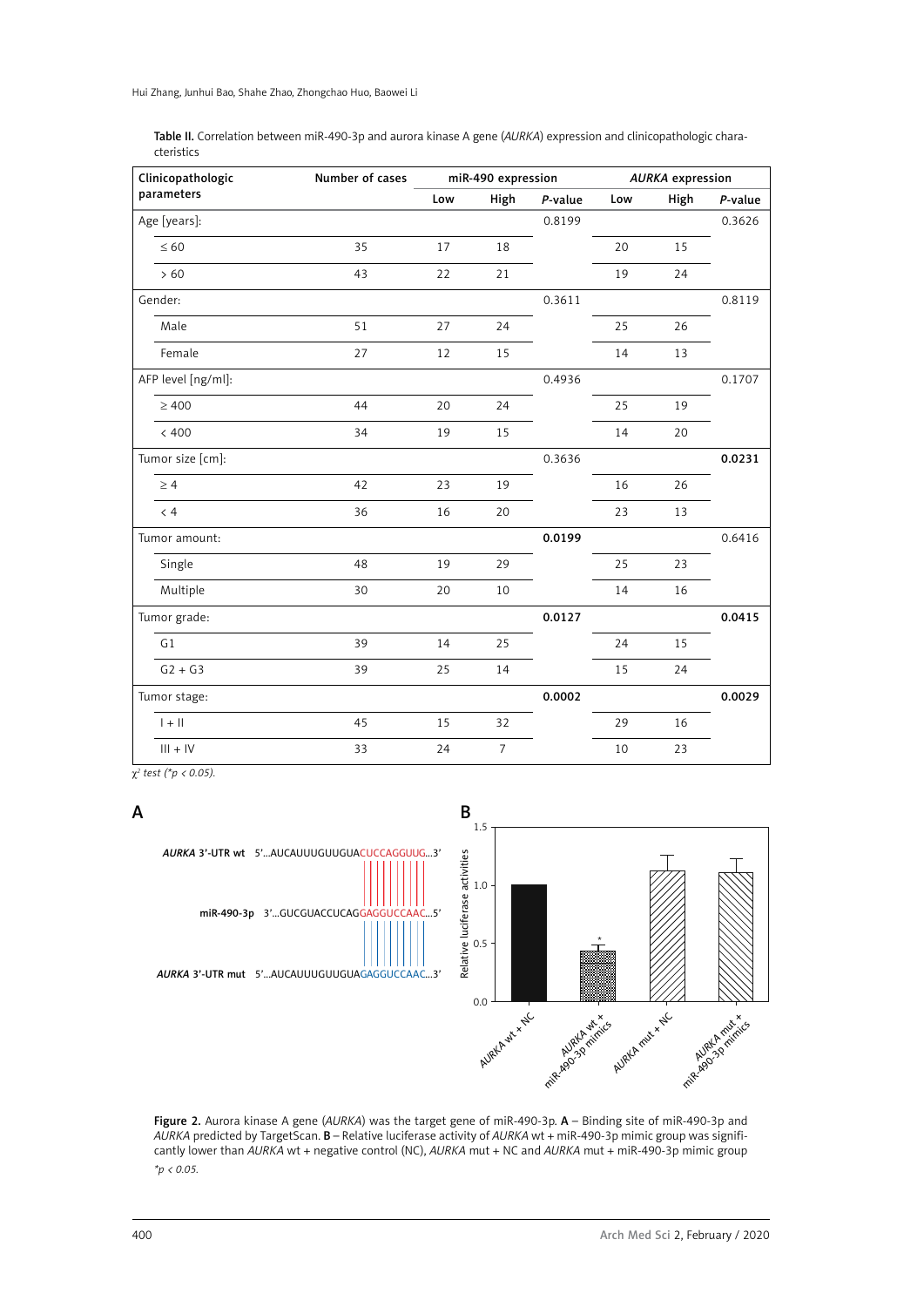**Table II.** Correlation between miR-490-3p and aurora kinase A gene (*AURKA*) expression and clinicopathologic characteristics

| Clinicopathologic parameters | Number of cases | miR-490 expression | | | *AURKA* expression | | |
|---|---|---|---|---|---|---|---|
| | | Low | High | *P*-value | Low | High | *P*-value |
| Age [years]: | | | | 0.8199 | | | 0.3626 |
| ≤ 60 | 35 | 17 | 18 | | 20 | 15 | |
| > 60 | 43 | 22 | 21 | | 19 | 24 | |
| Gender: | | | | 0.3611 | | | 0.8119 |
| Male | 51 | 27 | 24 | | 25 | 26 | |
| Female | 27 | 12 | 15 | | 14 | 13 | |
| AFP level [ng/ml]: | | | | 0.4936 | | | 0.1707 |
| ≥ 400 | 44 | 20 | 24 | | 25 | 19 | |
| < 400 | 34 | 19 | 15 | | 14 | 20 | |
| Tumor size [cm]: | | | | 0.3636 | | | **0.0231** |
| ≥ 4 | 42 | 23 | 19 | | 16 | 26 | |
| < 4 | 36 | 16 | 20 | | 23 | 13 | |
| Tumor amount: | | | | **0.0199** | | | 0.6416 |
| Single | 48 | 19 | 29 | | 25 | 23 | |
| Multiple | 30 | 20 | 10 | | 14 | 16 | |
| Tumor grade: | | | | **0.0127** | | | **0.0415** |
| G1 | 39 | 14 | 25 | | 24 | 15 | |
| G2 + G3 | 39 | 25 | 14 | | 15 | 24 | |
| Tumor stage: | | | | **0.0002** | | | **0.0029** |
| I + II | 45 | 15 | 32 | | 29 | 16 | |
| III + IV | 33 | 24 | 7 | | 10 | 23 | |

*$\chi^2$ test (\*$p < 0.05$).*

**Figure 2.** Aurora kinase A gene (*AURKA*) was the target gene of miR-490-3p. **A** – Binding site of miR-490-3p and *AURKA* predicted by TargetScan. **B** – Relative luciferase activity of *AURKA* wt + miR-490-3p mimic group was significantly lower than *AURKA* wt + negative control (NC), *AURKA* mut + NC and *AURKA* mut + miR-490-3p mimic group

*\*$p < 0.05$.*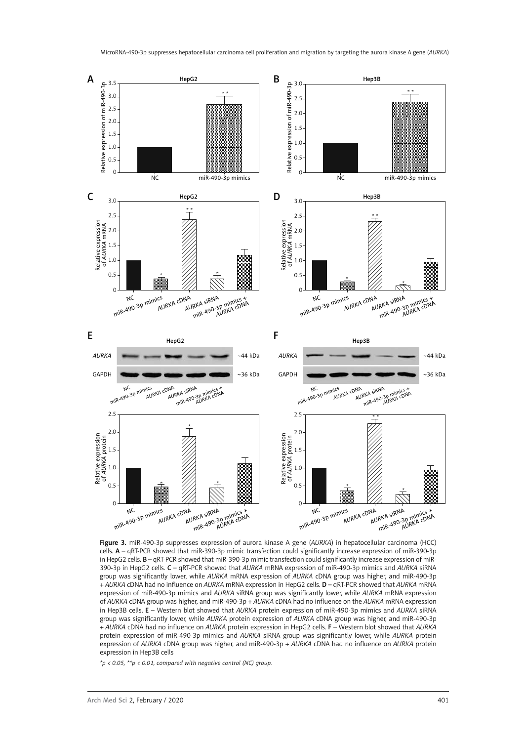**Figure 3.** miR-490-3p suppresses expression of aurora kinase A gene (*AURKA*) in hepatocellular carcinoma (HCC) cells. **A** – qRT-PCR showed that miR-390-3p mimic transfection could significantly increase expression of miR-390-3p in HepG2 cells. **B** – qRT-PCR showed that miR-390-3p mimic transfection could significantly increase expression of miR-390-3p in HepG2 cells. **C** – qRT-PCR showed that *AURKA* mRNA expression of miR-490-3p mimics and *AURKA* siRNA group was significantly lower, while *AURKA* mRNA expression of *AURKA* cDNA group was higher, and miR-490-3p + *AURKA* cDNA had no influence on *AURKA* mRNA expression in HepG2 cells. **D** – qRT-PCR showed that *AURKA* mRNA expression of miR-490-3p mimics and *AURKA* siRNA group was significantly lower, while *AURKA* mRNA expression of *AURKA* cDNA group was higher, and miR-490-3p + *AURKA* cDNA had no influence on the *AURKA* mRNA expression in Hep3B cells. **E** – Western blot showed that *AURKA* protein expression of miR-490-3p mimics and *AURKA* siRNA group was significantly lower, while *AURKA* protein expression of *AURKA* cDNA group was higher, and miR-490-3p + *AURKA* cDNA had no influence on *AURKA* protein expression in HepG2 cells. **F** – Western blot showed that *AURKA* protein expression of miR-490-3p mimics and *AURKA* siRNA group was significantly lower, while *AURKA* protein expression of *AURKA* cDNA group was higher, and miR-490-3p + *AURKA* cDNA had no influence on *AURKA* protein expression in Hep3B cells

*\*$p < 0.05$, \*\*$p < 0.01$, compared with negative control (NC) group.*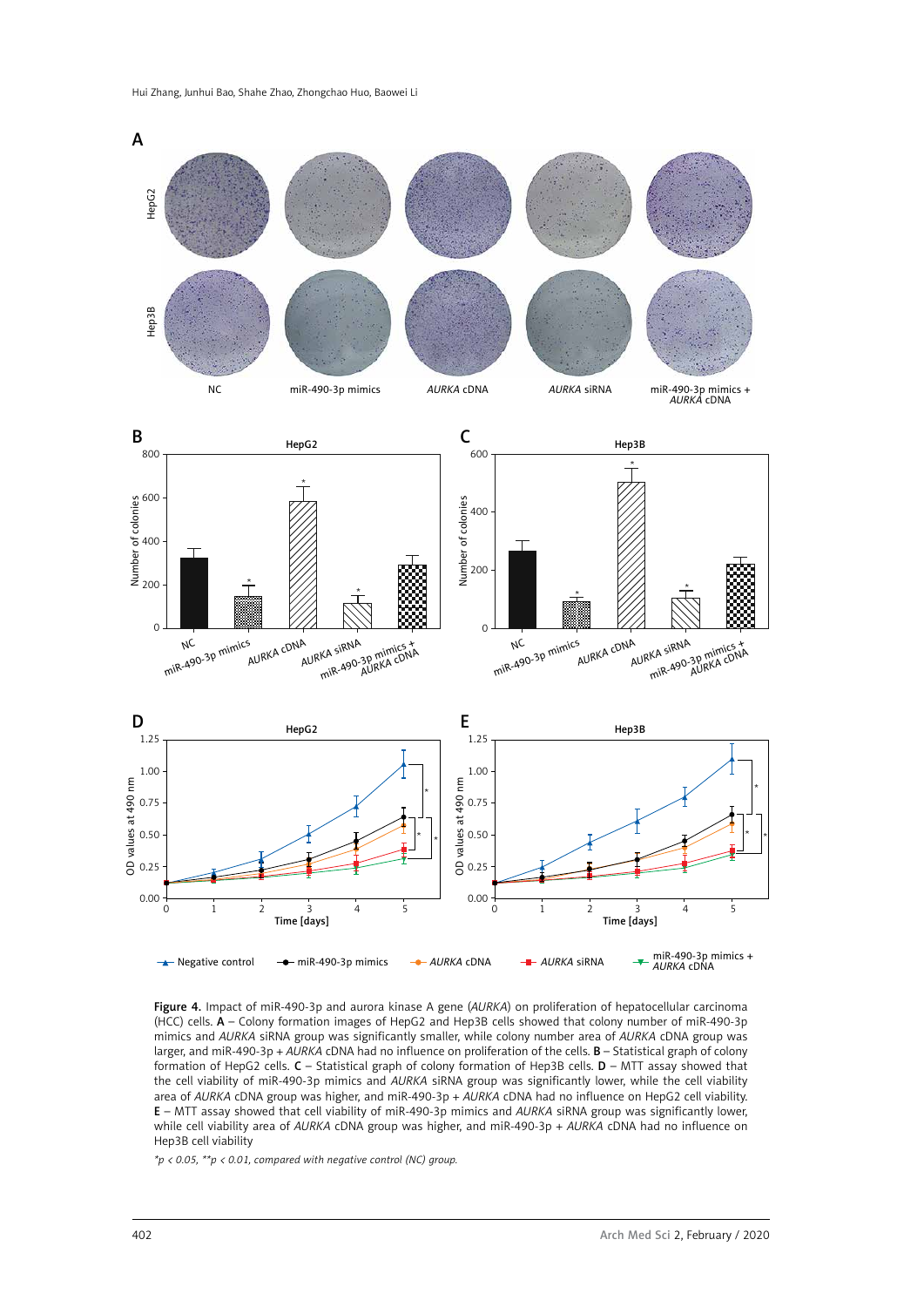**Figure 4.** Impact of miR-490-3p and aurora kinase A gene (*AURKA*) on proliferation of hepatocellular carcinoma (HCC) cells. **A** – Colony formation images of HepG2 and Hep3B cells showed that colony number of miR-490-3p mimics and *AURKA* siRNA group was significantly smaller, while colony number area of *AURKA* cDNA group was larger, and miR-490-3p + *AURKA* cDNA had no influence on proliferation of the cells. **B** – Statistical graph of colony formation of HepG2 cells. **C** – Statistical graph of colony formation of Hep3B cells. **D** – MTT assay showed that the cell viability of miR-490-3p mimics and *AURKA* siRNA group was significantly lower, while the cell viability area of *AURKA* cDNA group was higher, and miR-490-3p + *AURKA* cDNA had no influence on HepG2 cell viability. **E** – MTT assay showed that cell viability of miR-490-3p mimics and *AURKA* siRNA group was significantly lower, while cell viability area of *AURKA* cDNA group was higher, and miR-490-3p + *AURKA* cDNA had no influence on Hep3B cell viability

*\*p < 0.05, \*\*p < 0.01, compared with negative control (NC) group.*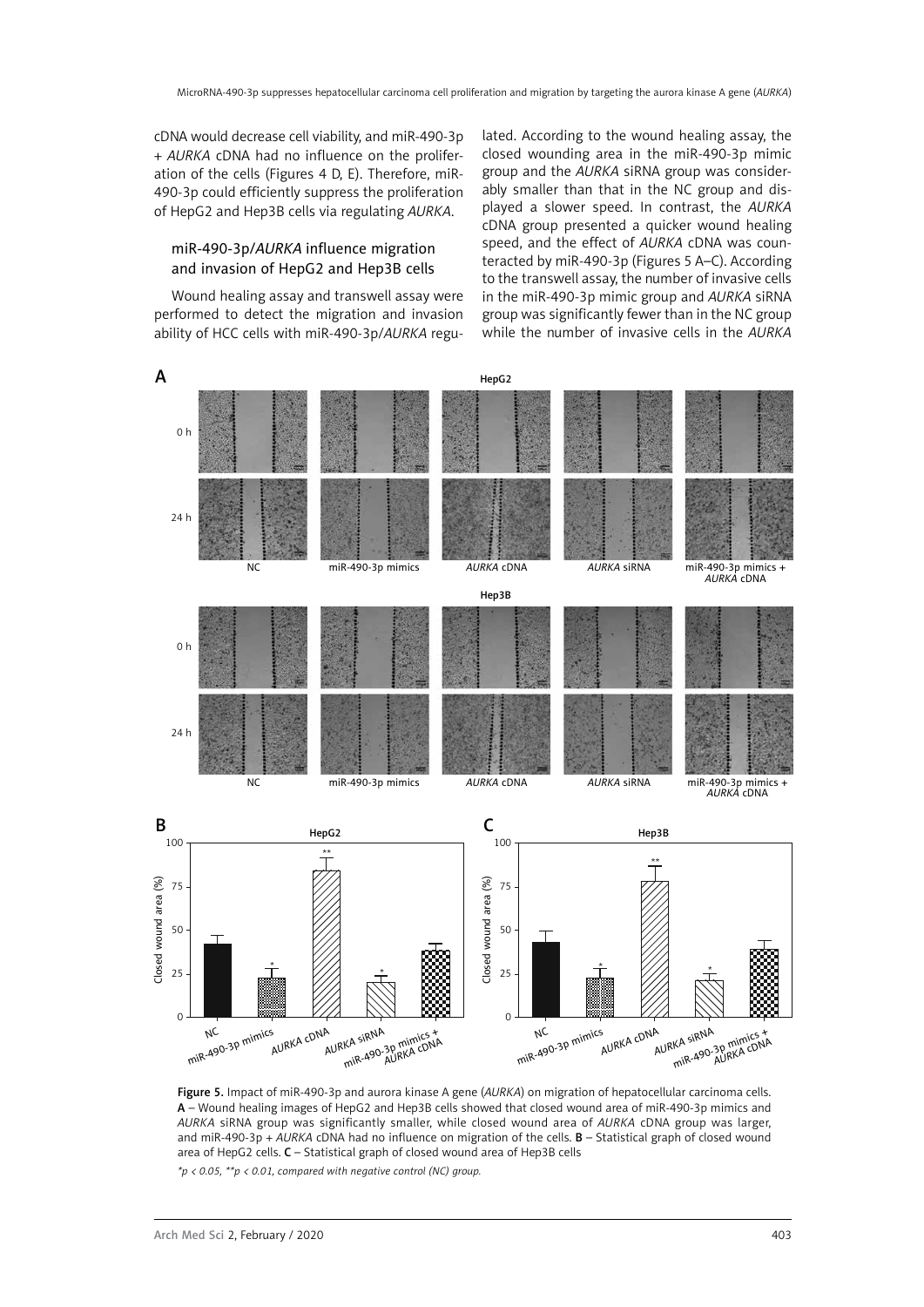cDNA would decrease cell viability, and miR-490-3p + *AURKA* cDNA had no influence on the proliferation of the cells (Figures 4 D, E). Therefore, miR-490-3p could efficiently suppress the proliferation of HepG2 and Hep3B cells via regulating *AURKA*.

### miR-490-3p/*AURKA* influence migration and invasion of HepG2 and Hep3B cells

Wound healing assay and transwell assay were performed to detect the migration and invasion ability of HCC cells with miR-490-3p/*AURKA* regulated. According to the wound healing assay, the closed wounding area in the miR-490-3p mimic group and the *AURKA* siRNA group was considerably smaller than that in the NC group and displayed a slower speed. In contrast, the *AURKA* cDNA group presented a quicker wound healing speed, and the effect of *AURKA* cDNA was counteracted by miR-490-3p (Figures 5 A–C). According to the transwell assay, the number of invasive cells in the miR-490-3p mimic group and *AURKA* siRNA group was significantly fewer than in the NC group while the number of invasive cells in the *AURKA*

**Figure 5.** Impact of miR-490-3p and aurora kinase A gene (*AURKA*) on migration of hepatocellular carcinoma cells. **A** – Wound healing images of HepG2 and Hep3B cells showed that closed wound area of miR-490-3p mimics and *AURKA* siRNA group was significantly smaller, while closed wound area of *AURKA* cDNA group was larger, and miR-490-3p + *AURKA* cDNA had no influence on migration of the cells. **B** – Statistical graph of closed wound area of HepG2 cells. **C** – Statistical graph of closed wound area of Hep3B cells

*\*p < 0.05, \*\*p < 0.01, compared with negative control (NC) group.*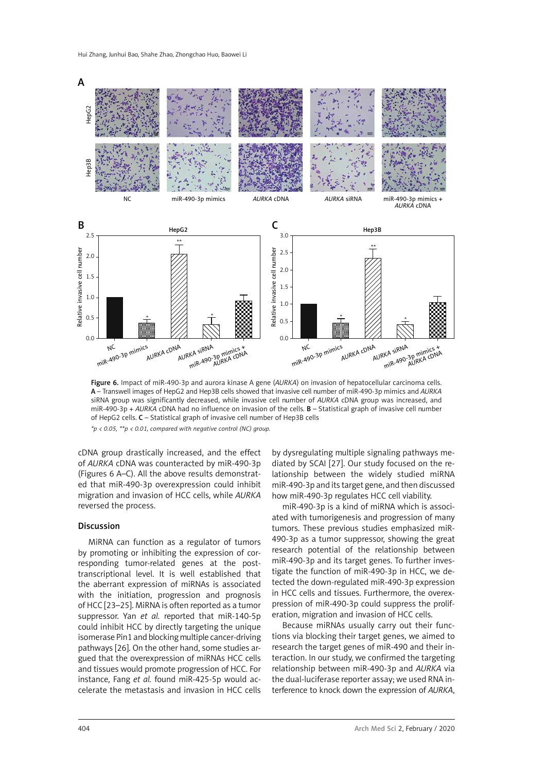Figure 6. Impact of miR-490-3p and aurora kinase A gene (*AURKA*) on invasion of hepatocellular carcinoma cells. **A** – Transwell images of HepG2 and Hep3B cells showed that invasive cell number of miR-490-3p mimics and *AURKA* siRNA group was significantly decreased, while invasive cell number of *AURKA* cDNA group was increased, and miR-490-3p + *AURKA* cDNA had no influence on invasion of the cells. **B** – Statistical graph of invasive cell number of HepG2 cells. **C** – Statistical graph of invasive cell number of Hep3B cells

*$^{*}p < 0.05$, $^{**}p < 0.01$, compared with negative control (NC) group.*

cDNA group drastically increased, and the effect of *AURKA* cDNA was counteracted by miR-490-3p (Figures 6 A–C). All the above results demonstrated that miR-490-3p overexpression could inhibit migration and invasion of HCC cells, while *AURKA* reversed the process.

## Discussion

MiRNA can function as a regulator of tumors by promoting or inhibiting the expression of corresponding tumor-related genes at the post-transcriptional level. It is well established that the aberrant expression of miRNAs is associated with the initiation, progression and prognosis of HCC [23–25]. MiRNA is often reported as a tumor suppressor. Yan *et al.* reported that miR-140-5p could inhibit HCC by directly targeting the unique isomerase Pin1 and blocking multiple cancer-driving pathways [26]. On the other hand, some studies argued that the overexpression of miRNAs HCC cells and tissues would promote progression of HCC. For instance, Fang *et al.* found miR-425-5p would accelerate the metastasis and invasion in HCC cells by dysregulating multiple signaling pathways mediated by SCAI [27]. Our study focused on the relationship between the widely studied miRNA miR-490-3p and its target gene, and then discussed how miR-490-3p regulates HCC cell viability.

miR-490-3p is a kind of miRNA which is associated with tumorigenesis and progression of many tumors. These previous studies emphasized miR-490-3p as a tumor suppressor, showing the great research potential of the relationship between miR-490-3p and its target genes. To further investigate the function of miR-490-3p in HCC, we detected the down-regulated miR-490-3p expression in HCC cells and tissues. Furthermore, the overexpression of miR-490-3p could suppress the proliferation, migration and invasion of HCC cells.

Because miRNAs usually carry out their functions via blocking their target genes, we aimed to research the target genes of miR-490 and their interaction. In our study, we confirmed the targeting relationship between miR-490-3p and *AURKA* via the dual-luciferase reporter assay; we used RNA interference to knock down the expression of *AURKA*,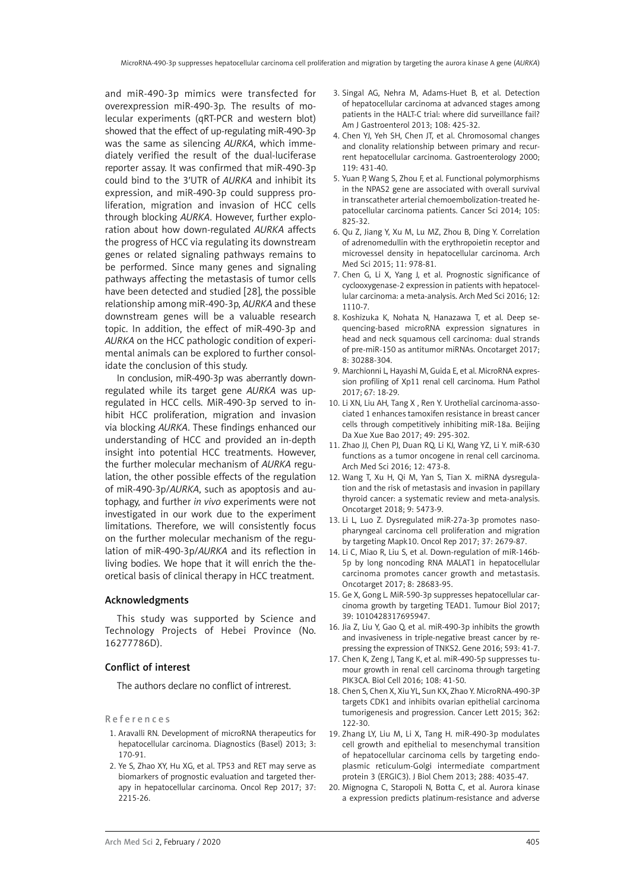and miR-490-3p mimics were transfected for overexpression miR-490-3p. The results of molecular experiments (qRT-PCR and western blot) showed that the effect of up-regulating miR-490-3p was the same as silencing *AURKA*, which immediately verified the result of the dual-luciferase reporter assay. It was confirmed that miR-490-3p could bind to the 3'UTR of *AURKA* and inhibit its expression, and miR-490-3p could suppress proliferation, migration and invasion of HCC cells through blocking *AURKA*. However, further exploration about how down-regulated *AURKA* affects the progress of HCC via regulating its downstream genes or related signaling pathways remains to be performed. Since many genes and signaling pathways affecting the metastasis of tumor cells have been detected and studied [28], the possible relationship among miR-490-3p, *AURKA* and these downstream genes will be a valuable research topic. In addition, the effect of miR-490-3p and *AURKA* on the HCC pathologic condition of experimental animals can be explored to further consolidate the conclusion of this study.

In conclusion, miR-490-3p was aberrantly down-regulated while its target gene *AURKA* was up-regulated in HCC cells. MiR-490-3p served to inhibit HCC proliferation, migration and invasion via blocking *AURKA*. These findings enhanced our understanding of HCC and provided an in-depth insight into potential HCC treatments. However, the further molecular mechanism of *AURKA* regulation, the other possible effects of the regulation of miR-490-3p/*AURKA*, such as apoptosis and autophagy, and further *in vivo* experiments were not investigated in our work due to the experiment limitations. Therefore, we will consistently focus on the further molecular mechanism of the regulation of miR-490-3p/*AURKA* and its reflection in living bodies. We hope that it will enrich the theoretical basis of clinical therapy in HCC treatment.

## Acknowledgments

This study was supported by Science and Technology Projects of Hebei Province (No. 16277786D).

## Conflict of interest

The authors declare no conflict of intrerest.

## References

1. Aravalli RN. Development of microRNA therapeutics for hepatocellular carcinoma. Diagnostics (Basel) 2013; 3: 170-91.
2. Ye S, Zhao XY, Hu XG, et al. TP53 and RET may serve as biomarkers of prognostic evaluation and targeted therapy in hepatocellular carcinoma. Oncol Rep 2017; 37: 2215-26.
3. Singal AG, Nehra M, Adams-Huet B, et al. Detection of hepatocellular carcinoma at advanced stages among patients in the HALT-C trial: where did surveillance fail? Am J Gastroenterol 2013; 108: 425-32.
4. Chen YJ, Yeh SH, Chen JT, et al. Chromosomal changes and clonality relationship between primary and recurrent hepatocellular carcinoma. Gastroenterology 2000; 119: 431-40.
5. Yuan P, Wang S, Zhou F, et al. Functional polymorphisms in the NPAS2 gene are associated with overall survival in transcatheter arterial chemoembolization-treated hepatocellular carcinoma patients. Cancer Sci 2014; 105: 825-32.
6. Qu Z, Jiang Y, Xu M, Lu MZ, Zhou B, Ding Y. Correlation of adrenomedullin with the erythropoietin receptor and microvessel density in hepatocellular carcinoma. Arch Med Sci 2015; 11: 978-81.
7. Chen G, Li X, Yang J, et al. Prognostic significance of cyclooxygenase-2 expression in patients with hepatocellular carcinoma: a meta-analysis. Arch Med Sci 2016; 12: 1110-7.
8. Koshizuka K, Nohata N, Hanazawa T, et al. Deep sequencing-based microRNA expression signatures in head and neck squamous cell carcinoma: dual strands of pre-miR-150 as antitumor miRNAs. Oncotarget 2017; 8: 30288-304.
9. Marchionni L, Hayashi M, Guida E, et al. MicroRNA expression profiling of Xp11 renal cell carcinoma. Hum Pathol 2017; 67: 18-29.
10. Li XN, Liu AH, Tang X , Ren Y. Urothelial carcinoma-associated 1 enhances tamoxifen resistance in breast cancer cells through competitively inhibiting miR-18a. Beijing Da Xue Xue Bao 2017; 49: 295-302.
11. Zhao JJ, Chen PJ, Duan RQ, Li KJ, Wang YZ, Li Y. miR-630 functions as a tumor oncogene in renal cell carcinoma. Arch Med Sci 2016; 12: 473-8.
12. Wang T, Xu H, Qi M, Yan S, Tian X. miRNA dysregulation and the risk of metastasis and invasion in papillary thyroid cancer: a systematic review and meta-analysis. Oncotarget 2018; 9: 5473-9.
13. Li L, Luo Z. Dysregulated miR-27a-3p promotes nasopharyngeal carcinoma cell proliferation and migration by targeting Mapk10. Oncol Rep 2017; 37: 2679-87.
14. Li C, Miao R, Liu S, et al. Down-regulation of miR-146b-5p by long noncoding RNA MALAT1 in hepatocellular carcinoma promotes cancer growth and metastasis. Oncotarget 2017; 8: 28683-95.
15. Ge X, Gong L. MiR-590-3p suppresses hepatocellular carcinoma growth by targeting TEAD1. Tumour Biol 2017; 39: 1010428317695947.
16. Jia Z, Liu Y, Gao Q, et al. miR-490-3p inhibits the growth and invasiveness in triple-negative breast cancer by repressing the expression of TNKS2. Gene 2016; 593: 41-7.
17. Chen K, Zeng J, Tang K, et al. miR-490-5p suppresses tumour growth in renal cell carcinoma through targeting PIK3CA. Biol Cell 2016; 108: 41-50.
18. Chen S, Chen X, Xiu YL, Sun KX, Zhao Y. MicroRNA-490-3P targets CDK1 and inhibits ovarian epithelial carcinoma tumorigenesis and progression. Cancer Lett 2015; 362: 122-30.
19. Zhang LY, Liu M, Li X, Tang H. miR-490-3p modulates cell growth and epithelial to mesenchymal transition of hepatocellular carcinoma cells by targeting endoplasmic reticulum-Golgi intermediate compartment protein 3 (ERGIC3). J Biol Chem 2013; 288: 4035-47.
20. Mignogna C, Staropoli N, Botta C, et al. Aurora kinase a expression predicts platinum-resistance and adverse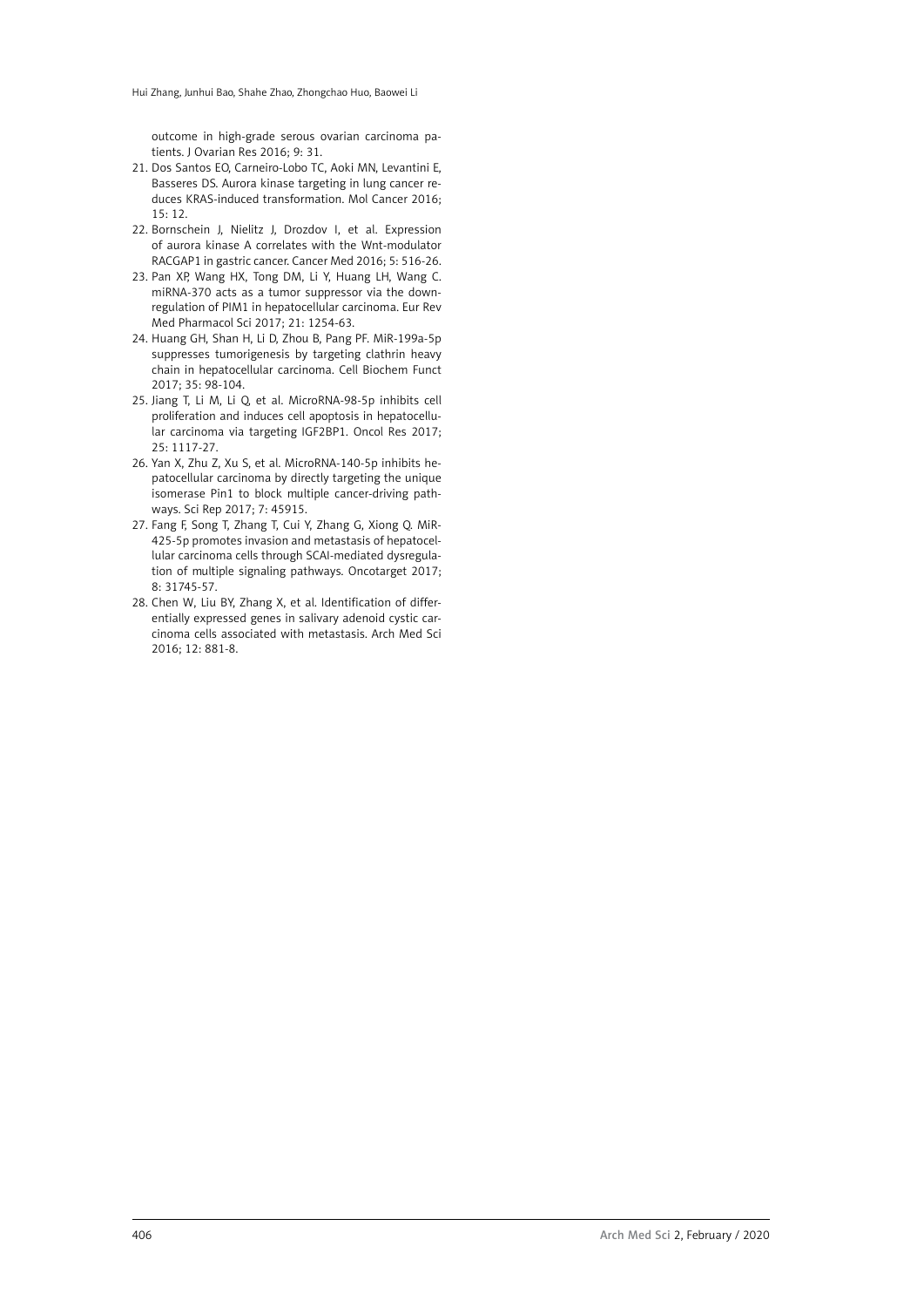outcome in high-grade serous ovarian carcinoma patients. J Ovarian Res 2016; 9: 31.

21. Dos Santos EO, Carneiro-Lobo TC, Aoki MN, Levantini E, Basseres DS. Aurora kinase targeting in lung cancer reduces KRAS-induced transformation. Mol Cancer 2016; 15: 12.
22. Bornschein J, Nielitz J, Drozdov I, et al. Expression of aurora kinase A correlates with the Wnt-modulator RACGAP1 in gastric cancer. Cancer Med 2016; 5: 516-26.
23. Pan XP, Wang HX, Tong DM, Li Y, Huang LH, Wang C. miRNA-370 acts as a tumor suppressor via the downregulation of PIM1 in hepatocellular carcinoma. Eur Rev Med Pharmacol Sci 2017; 21: 1254-63.
24. Huang GH, Shan H, Li D, Zhou B, Pang PF. MiR-199a-5p suppresses tumorigenesis by targeting clathrin heavy chain in hepatocellular carcinoma. Cell Biochem Funct 2017; 35: 98-104.
25. Jiang T, Li M, Li Q, et al. MicroRNA-98-5p inhibits cell proliferation and induces cell apoptosis in hepatocellular carcinoma via targeting IGF2BP1. Oncol Res 2017; 25: 1117-27.
26. Yan X, Zhu Z, Xu S, et al. MicroRNA-140-5p inhibits hepatocellular carcinoma by directly targeting the unique isomerase Pin1 to block multiple cancer-driving pathways. Sci Rep 2017; 7: 45915.
27. Fang F, Song T, Zhang T, Cui Y, Zhang G, Xiong Q. MiR-425-5p promotes invasion and metastasis of hepatocellular carcinoma cells through SCAI-mediated dysregulation of multiple signaling pathways. Oncotarget 2017; 8: 31745-57.
28. Chen W, Liu BY, Zhang X, et al. Identification of differentially expressed genes in salivary adenoid cystic carcinoma cells associated with metastasis. Arch Med Sci 2016; 12: 881-8.